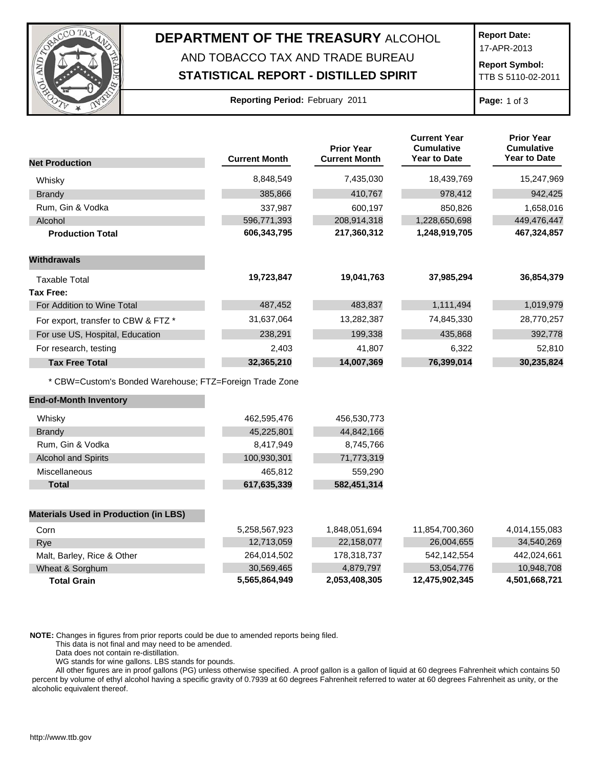# DEPARTMENT OF THE TREASURY ALCOHOL AND TOBACCO TAX AND TRADE BUREAU

## STATISTICAL REPORT - DISTILLED SPIRIT

**Report Date:** 17-APR-2013

**Report Symbol:** TTB S 5110-02-2011

**Reporting Period:** February 2011

| Net Production | Current Month | Prior Year Current Month | Current Year Cumulative Year to Date | Prior Year Cumulative Year to Date |
|---|---|---|---|---|
| Whisky | 8,848,549 | 7,435,030 | 18,439,769 | 15,247,969 |
| Brandy | 385,866 | 410,767 | 978,412 | 942,425 |
| Rum, Gin & Vodka | 337,987 | 600,197 | 850,826 | 1,658,016 |
| Alcohol | 596,771,393 | 208,914,318 | 1,228,650,698 | 449,476,447 |
| **Production Total** | **606,343,795** | **217,360,312** | **1,248,919,705** | **467,324,857** |
| **Withdrawals** | | | | |
| Taxable Total | **19,723,847** | **19,041,763** | **37,985,294** | **36,854,379** |
| **Tax Free:** | | | | |
| For Addition to Wine Total | 487,452 | 483,837 | 1,111,494 | 1,019,979 |
| For export, transfer to CBW & FTZ * | 31,637,064 | 13,282,387 | 74,845,330 | 28,770,257 |
| For use US, Hospital, Education | 238,291 | 199,338 | 435,868 | 392,778 |
| For research, testing | 2,403 | 41,807 | 6,322 | 52,810 |
| **Tax Free Total** | **32,365,210** | **14,007,369** | **76,399,014** | **30,235,824** |

* CBW=Custom's Bonded Warehouse; FTZ=Foreign Trade Zone

| End-of-Month Inventory | Current Month | Prior Year Current Month |
|---|---|---|
| Whisky | 462,595,476 | 456,530,773 |
| Brandy | 45,225,801 | 44,842,166 |
| Rum, Gin & Vodka | 8,417,949 | 8,745,766 |
| Alcohol and Spirits | 100,930,301 | 71,773,319 |
| Miscellaneous | 465,812 | 559,290 |
| **Total** | **617,635,339** | **582,451,314** |

| Materials Used in Production (in LBS) | Current Month | Prior Year Current Month | Current Year Cumulative Year to Date | Prior Year Cumulative Year to Date |
|---|---|---|---|---|
| Corn | 5,258,567,923 | 1,848,051,694 | 11,854,700,360 | 4,014,155,083 |
| Rye | 12,713,059 | 22,158,077 | 26,004,655 | 34,540,269 |
| Malt, Barley, Rice & Other | 264,014,502 | 178,318,737 | 542,142,554 | 442,024,661 |
| Wheat & Sorghum | 30,569,465 | 4,879,797 | 53,054,776 | 10,948,708 |
| **Total Grain** | **5,565,864,949** | **2,053,408,305** | **12,475,902,345** | **4,501,668,721** |

**NOTE:** Changes in figures from prior reports could be due to amended reports being filed.
This data is not final and may need to be amended.
Data does not contain re-distillation.
WG stands for wine gallons. LBS stands for pounds.
All other figures are in proof gallons (PG) unless otherwise specified. A proof gallon is a gallon of liquid at 60 degrees Fahrenheit which contains 50 percent by volume of ethyl alcohol having a specific gravity of 0.7939 at 60 degrees Fahrenheit referred to water at 60 degrees Fahrenheit as unity, or the alcoholic equivalent thereof.

http://www.ttb.gov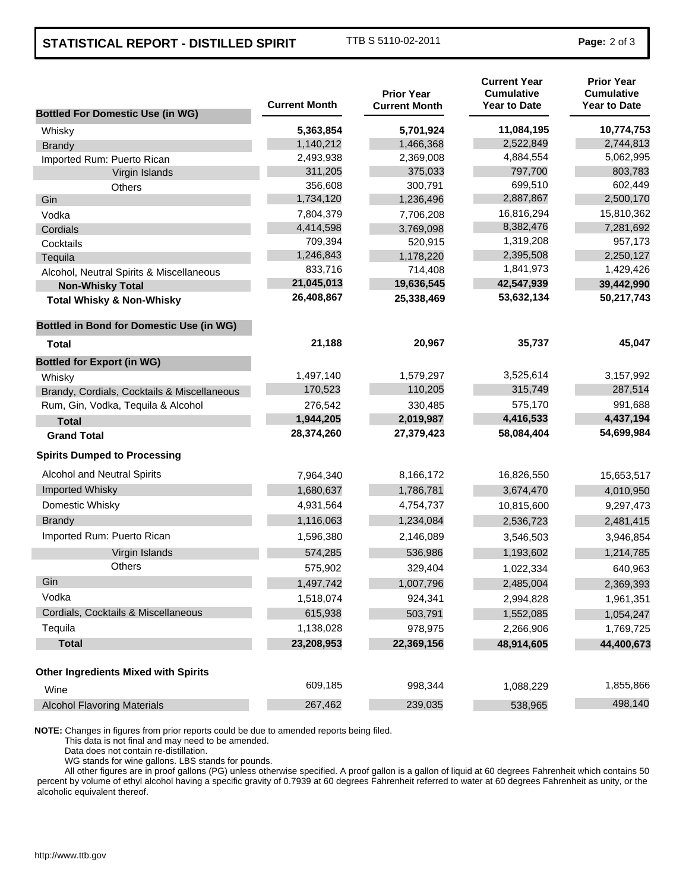## STATISTICAL REPORT - DISTILLED SPIRIT

TTB S 5110-02-2011

| | Current Month | Prior Year Current Month | Current Year Cumulative Year to Date | Prior Year Cumulative Year to Date |
|---|---|---|---|---|
| **Bottled For Domestic Use (in WG)** | | | | |
| Whisky | **5,363,854** | **5,701,924** | **11,084,195** | **10,774,753** |
| Brandy | 1,140,212 | 1,466,368 | 2,522,849 | 2,744,813 |
| Imported Rum: Puerto Rican | 2,493,938 | 2,369,008 | 4,884,554 | 5,062,995 |
| Virgin Islands | 311,205 | 375,033 | 797,700 | 803,783 |
| Others | 356,608 | 300,791 | 699,510 | 602,449 |
| Gin | 1,734,120 | 1,236,496 | 2,887,867 | 2,500,170 |
| Vodka | 7,804,379 | 7,706,208 | 16,816,294 | 15,810,362 |
| Cordials | 4,414,598 | 3,769,098 | 8,382,476 | 7,281,692 |
| Cocktails | 709,394 | 520,915 | 1,319,208 | 957,173 |
| Tequila | 1,246,843 | 1,178,220 | 2,395,508 | 2,250,127 |
| Alcohol, Neutral Spirits & Miscellaneous | 833,716 | 714,408 | 1,841,973 | 1,429,426 |
| **Non-Whisky Total** | **21,045,013** | **19,636,545** | **42,547,939** | **39,442,990** |
| **Total Whisky & Non-Whisky** | **26,408,867** | **25,338,469** | **53,632,134** | **50,217,743** |
| **Bottled in Bond for Domestic Use (in WG)** | | | | |
| **Total** | **21,188** | **20,967** | **35,737** | **45,047** |
| **Bottled for Export (in WG)** | | | | |
| Whisky | 1,497,140 | 1,579,297 | 3,525,614 | 3,157,992 |
| Brandy, Cordials, Cocktails & Miscellaneous | 170,523 | 110,205 | 315,749 | 287,514 |
| Rum, Gin, Vodka, Tequila & Alcohol | 276,542 | 330,485 | 575,170 | 991,688 |
| **Total** | **1,944,205** | **2,019,987** | **4,416,533** | **4,437,194** |
| **Grand Total** | **28,374,260** | **27,379,423** | **58,084,404** | **54,699,984** |
| **Spirits Dumped to Processing** | | | | |
| Alcohol and Neutral Spirits | 7,964,340 | 8,166,172 | 16,826,550 | 15,653,517 |
| Imported Whisky | 1,680,637 | 1,786,781 | 3,674,470 | 4,010,950 |
| Domestic Whisky | 4,931,564 | 4,754,737 | 10,815,600 | 9,297,473 |
| Brandy | 1,116,063 | 1,234,084 | 2,536,723 | 2,481,415 |
| Imported Rum: Puerto Rican | 1,596,380 | 2,146,089 | 3,546,503 | 3,946,854 |
| Virgin Islands | 574,285 | 536,986 | 1,193,602 | 1,214,785 |
| Others | 575,902 | 329,404 | 1,022,334 | 640,963 |
| Gin | 1,497,742 | 1,007,796 | 2,485,004 | 2,369,393 |
| Vodka | 1,518,074 | 924,341 | 2,994,828 | 1,961,351 |
| Cordials, Cocktails & Miscellaneous | 615,938 | 503,791 | 1,552,085 | 1,054,247 |
| Tequila | 1,138,028 | 978,975 | 2,266,906 | 1,769,725 |
| **Total** | **23,208,953** | **22,369,156** | **48,914,605** | **44,400,673** |
| **Other Ingredients Mixed with Spirits** | | | | |
| Wine | 609,185 | 998,344 | 1,088,229 | 1,855,866 |
| Alcohol Flavoring Materials | 267,462 | 239,035 | 538,965 | 498,140 |

**NOTE:** Changes in figures from prior reports could be due to amended reports being filed.
This data is not final and may need to be amended.
Data does not contain re-distillation.
WG stands for wine gallons. LBS stands for pounds.
All other figures are in proof gallons (PG) unless otherwise specified. A proof gallon is a gallon of liquid at 60 degrees Fahrenheit which contains 50 percent by volume of ethyl alcohol having a specific gravity of 0.7939 at 60 degrees Fahrenheit referred to water at 60 degrees Fahrenheit as unity, or the alcoholic equivalent thereof.

http://www.ttb.gov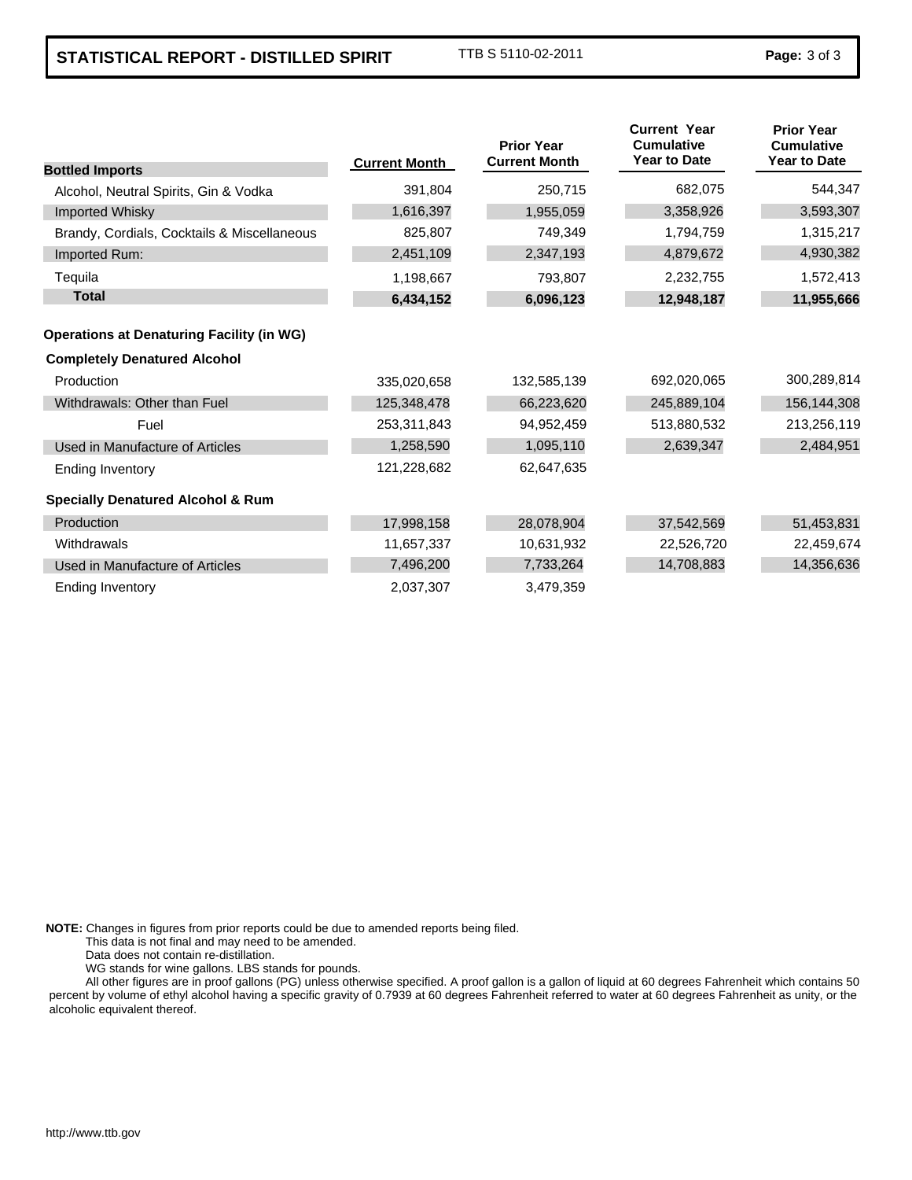# STATISTICAL REPORT - DISTILLED SPIRIT

TTB S 5110-02-2011

| Bottled Imports | Current Month | Prior Year Current Month | Current Year Cumulative Year to Date | Prior Year Cumulative Year to Date |
|---|---|---|---|---|
| Alcohol, Neutral Spirits, Gin & Vodka | 391,804 | 250,715 | 682,075 | 544,347 |
| Imported Whisky | 1,616,397 | 1,955,059 | 3,358,926 | 3,593,307 |
| Brandy, Cordials, Cocktails & Miscellaneous | 825,807 | 749,349 | 1,794,759 | 1,315,217 |
| Imported Rum: | 2,451,109 | 2,347,193 | 4,879,672 | 4,930,382 |
| Tequila | 1,198,667 | 793,807 | 2,232,755 | 1,572,413 |
| **Total** | **6,434,152** | **6,096,123** | **12,948,187** | **11,955,666** |
| **Operations at Denaturing Facility (in WG)** | | | | |
| **Completely Denatured Alcohol** | | | | |
| Production | 335,020,658 | 132,585,139 | 692,020,065 | 300,289,814 |
| Withdrawals: Other than Fuel | 125,348,478 | 66,223,620 | 245,889,104 | 156,144,308 |
| Fuel | 253,311,843 | 94,952,459 | 513,880,532 | 213,256,119 |
| Used in Manufacture of Articles | 1,258,590 | 1,095,110 | 2,639,347 | 2,484,951 |
| Ending Inventory | 121,228,682 | 62,647,635 | | |
| **Specially Denatured Alcohol & Rum** | | | | |
| Production | 17,998,158 | 28,078,904 | 37,542,569 | 51,453,831 |
| Withdrawals | 11,657,337 | 10,631,932 | 22,526,720 | 22,459,674 |
| Used in Manufacture of Articles | 7,496,200 | 7,733,264 | 14,708,883 | 14,356,636 |
| Ending Inventory | 2,037,307 | 3,479,359 | | |

**NOTE:** Changes in figures from prior reports could be due to amended reports being filed.
This data is not final and may need to be amended.
Data does not contain re-distillation.
WG stands for wine gallons. LBS stands for pounds.
All other figures are in proof gallons (PG) unless otherwise specified. A proof gallon is a gallon of liquid at 60 degrees Fahrenheit which contains 50 percent by volume of ethyl alcohol having a specific gravity of 0.7939 at 60 degrees Fahrenheit referred to water at 60 degrees Fahrenheit as unity, or the alcoholic equivalent thereof.

http://www.ttb.gov